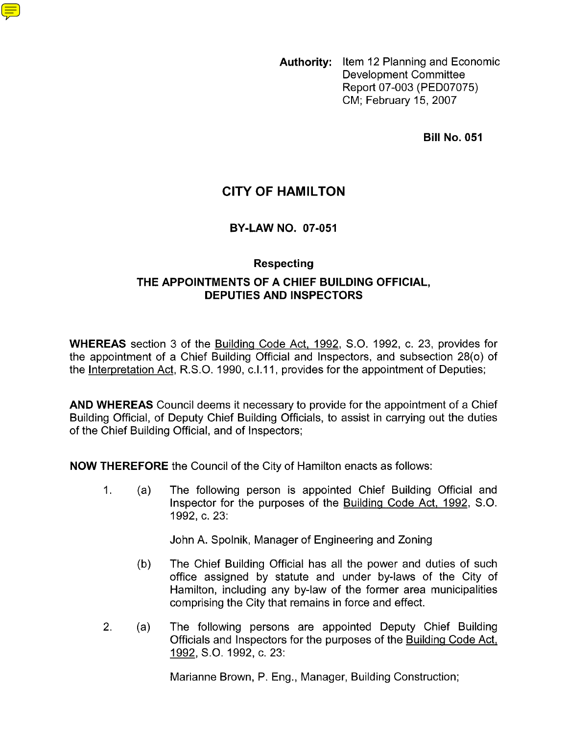**Authority:** Item 12 Planning and Economic Development Committee Report 07-003 (PED07075) CM; February 15, 2007

**Bill No. 051**

# CITY OF HAMILTON

## BY-LAW NO. 07-051

### Respecting

### THE APPOINTMENTS OF A CHIEF BUILDING OFFICIAL, DEPUTIES AND INSPECTORS

**WHEREAS** section 3 of the Building Code Act, 1992, S.O. 1992, c. 23, provides for the appointment of a Chief Building Official and Inspectors, and subsection 28(o) of the Interpretation Act, R.S.O. 1990, c.I.11, provides for the appointment of Deputies;

**AND WHEREAS** Council deems it necessary to provide for the appointment of a Chief Building Official, of Deputy Chief Building Officials, to assist in carrying out the duties of the Chief Building Official, and of Inspectors;

**NOW THEREFORE** the Council of the City of Hamilton enacts as follows:

1. (a) The following person is appointed Chief Building Official and Inspector for the purposes of the Building Code Act, 1992, S.O. 1992, c. 23:

   John A. Spolnik, Manager of Engineering and Zoning

   (b) The Chief Building Official has all the power and duties of such office assigned by statute and under by-laws of the City of Hamilton, including any by-law of the former area municipalities comprising the City that remains in force and effect.

2. (a) The following persons are appointed Deputy Chief Building Officials and Inspectors for the purposes of the Building Code Act, 1992, S.O. 1992, c. 23:

   Marianne Brown, P. Eng., Manager, Building Construction;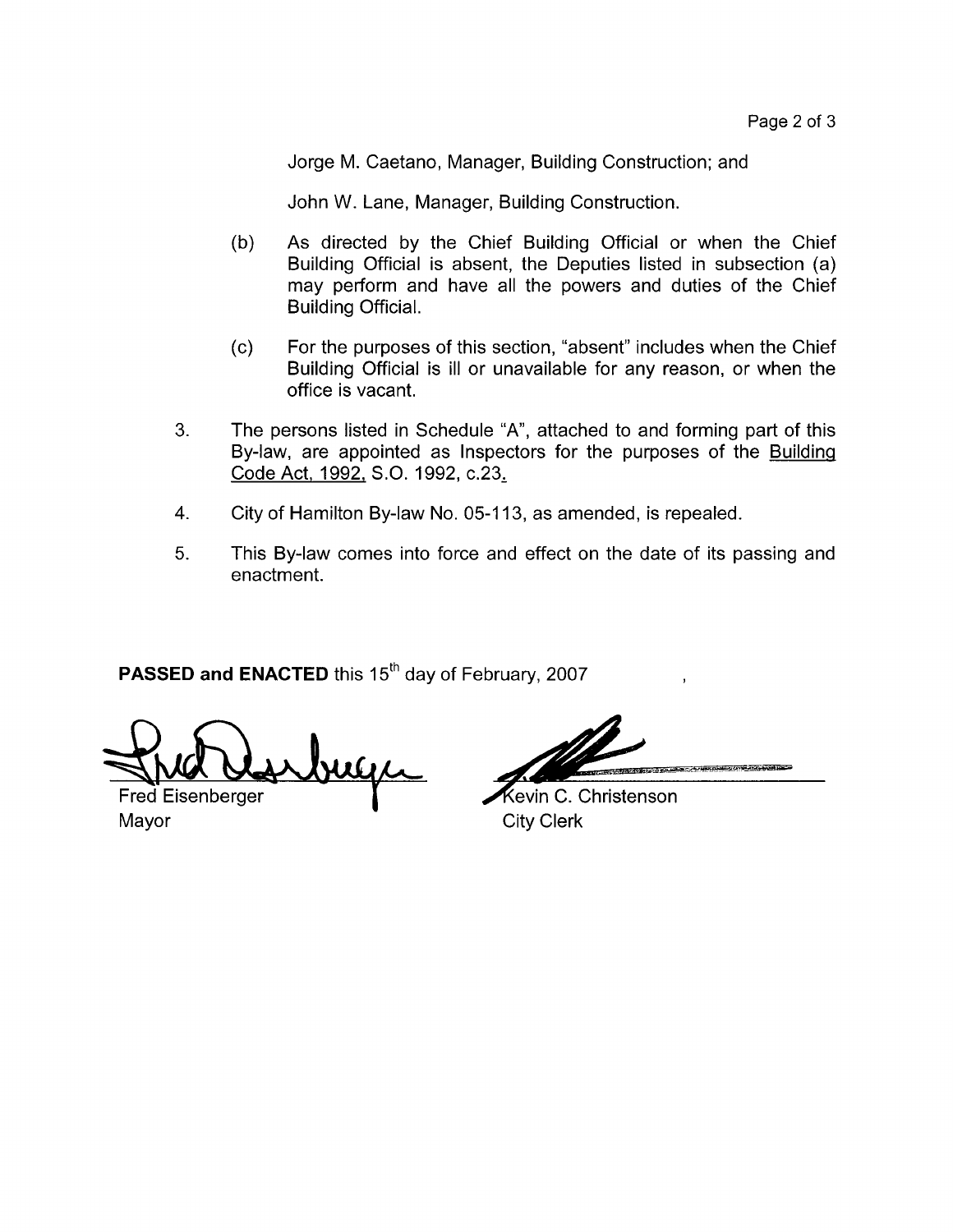Jorge M. Caetano, Manager, Building Construction; and

John W. Lane, Manager, Building Construction.

(b) As directed by the Chief Building Official or when the Chief Building Official is absent, the Deputies listed in subsection (a) may perform and have all the powers and duties of the Chief Building Official.

(c) For the purposes of this section, "absent" includes when the Chief Building Official is ill or unavailable for any reason, or when the office is vacant.

3. The persons listed in Schedule "A", attached to and forming part of this By-law, are appointed as Inspectors for the purposes of the Building Code Act, 1992, S.O. 1992, c.23.

4. City of Hamilton By-law No. 05-113, as amended, is repealed.

5. This By-law comes into force and effect on the date of its passing and enactment.

**PASSED and ENACTED** this 15th day of February, 2007

Fred Eisenberger
Mayor

Kevin C. Christenson
City Clerk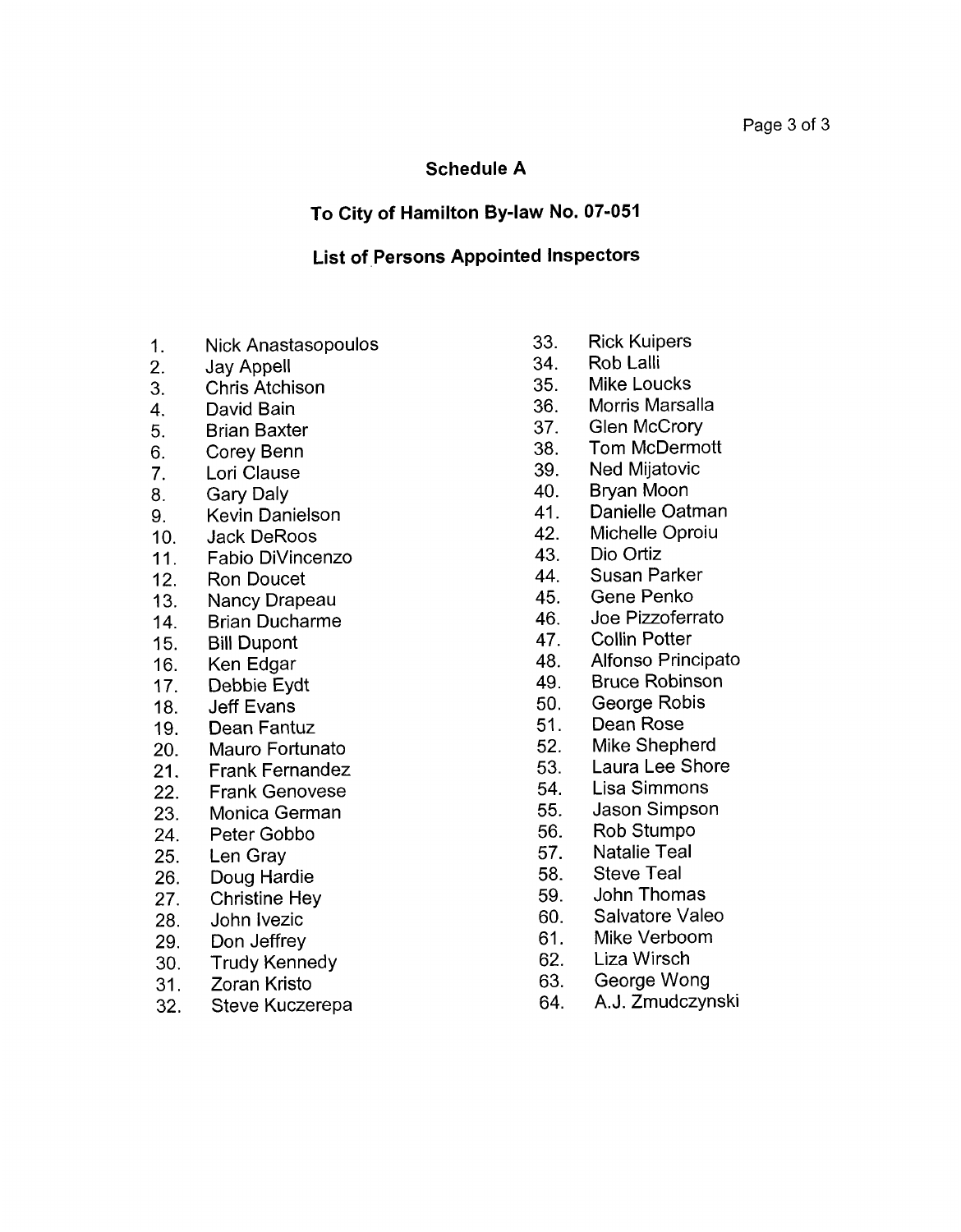## Schedule A

## To City of Hamilton By-law No. 07-051

## List of Persons Appointed Inspectors

1. Nick Anastasopoulos
2. Jay Appell
3. Chris Atchison
4. David Bain
5. Brian Baxter
6. Corey Benn
7. Lori Clause
8. Gary Daly
9. Kevin Danielson
10. Jack DeRoos
11. Fabio DiVincenzo
12. Ron Doucet
13. Nancy Drapeau
14. Brian Ducharme
15. Bill Dupont
16. Ken Edgar
17. Debbie Eydt
18. Jeff Evans
19. Dean Fantuz
20. Mauro Fortunato
21. Frank Fernandez
22. Frank Genovese
23. Monica German
24. Peter Gobbo
25. Len Gray
26. Doug Hardie
27. Christine Hey
28. John Ivezic
29. Don Jeffrey
30. Trudy Kennedy
31. Zoran Kristo
32. Steve Kuczerepa
33. Rick Kuipers
34. Rob Lalli
35. Mike Loucks
36. Morris Marsalla
37. Glen McCrory
38. Tom McDermott
39. Ned Mijatovic
40. Bryan Moon
41. Danielle Oatman
42. Michelle Oproiu
43. Dio Ortiz
44. Susan Parker
45. Gene Penko
46. Joe Pizzoferrato
47. Collin Potter
48. Alfonso Principato
49. Bruce Robinson
50. George Robis
51. Dean Rose
52. Mike Shepherd
53. Laura Lee Shore
54. Lisa Simmons
55. Jason Simpson
56. Rob Stumpo
57. Natalie Teal
58. Steve Teal
59. John Thomas
60. Salvatore Valeo
61. Mike Verboom
62. Liza Wirsch
63. George Wong
64. A.J. Zmudczynski